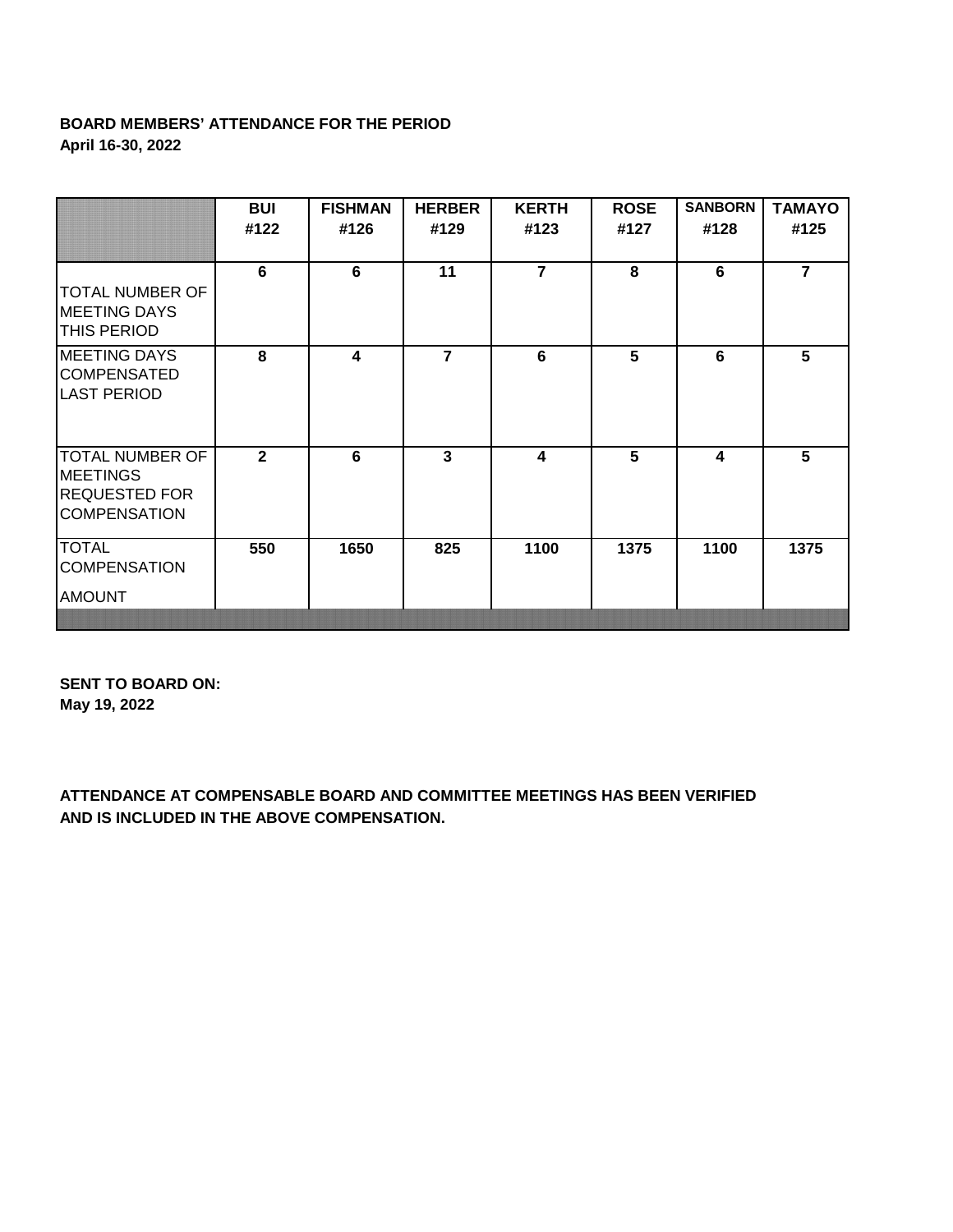**BOARD MEMBERS' ATTENDANCE FOR THE PERIOD**
**April 16-30, 2022**

| | BUI #122 | FISHMAN #126 | HERBER #129 | KERTH #123 | ROSE #127 | SANBORN #128 | TAMAYO #125 |
|---|---|---|---|---|---|---|---|
| TOTAL NUMBER OF MEETING DAYS THIS PERIOD | 6 | 6 | 11 | 7 | 8 | 6 | 7 |
| MEETING DAYS COMPENSATED LAST PERIOD | 8 | 4 | 7 | 6 | 5 | 6 | 5 |
| TOTAL NUMBER OF MEETINGS REQUESTED FOR COMPENSATION | 2 | 6 | 3 | 4 | 5 | 4 | 5 |
| TOTAL COMPENSATION AMOUNT | 550 | 1650 | 825 | 1100 | 1375 | 1100 | 1375 |

**SENT TO BOARD ON:**
**May 19, 2022**

**ATTENDANCE AT COMPENSABLE BOARD AND COMMITTEE MEETINGS HAS BEEN VERIFIED AND IS INCLUDED IN THE ABOVE COMPENSATION.**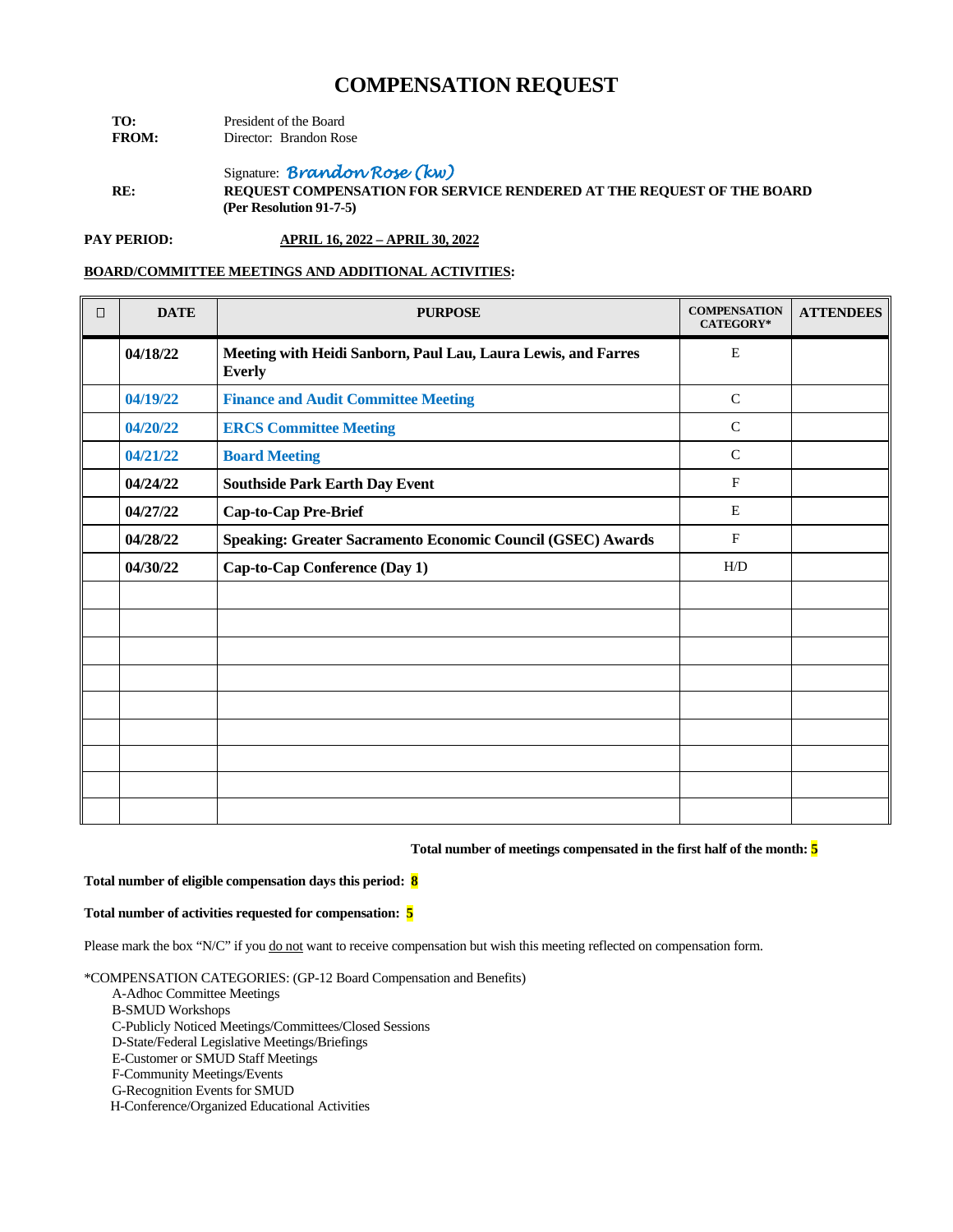# COMPENSATION REQUEST

**TO:** President of the Board
**FROM:** Director: Brandon Rose

Signature: *Brandon Rose (kw)*

**RE:** **REQUEST COMPENSATION FOR SERVICE RENDERED AT THE REQUEST OF THE BOARD (Per Resolution 91-7-5)**

**PAY PERIOD:** **APRIL 16, 2022 – APRIL 30, 2022**

**BOARD/COMMITTEE MEETINGS AND ADDITIONAL ACTIVITIES:**

| ☐ | DATE | PURPOSE | COMPENSATION CATEGORY* | ATTENDEES |
|---|---|---|---|---|
| | **04/18/22** | **Meeting with Heidi Sanborn, Paul Lau, Laura Lewis, and Farres Everly** | E | |
| | **04/19/22** | **Finance and Audit Committee Meeting** | C | |
| | **04/20/22** | **ERCS Committee Meeting** | C | |
| | **04/21/22** | **Board Meeting** | C | |
| | **04/24/22** | **Southside Park Earth Day Event** | F | |
| | **04/27/22** | **Cap-to-Cap Pre-Brief** | E | |
| | **04/28/22** | **Speaking: Greater Sacramento Economic Council (GSEC) Awards** | F | |
| | **04/30/22** | **Cap-to-Cap Conference (Day 1)** | H/D | |
| | | | | |
| | | | | |
| | | | | |
| | | | | |
| | | | | |
| | | | | |
| | | | | |
| | | | | |
| | | | | |

**Total number of meetings compensated in the first half of the month: 5**

**Total number of eligible compensation days this period: 8**

**Total number of activities requested for compensation: 5**

Please mark the box "N/C" if you do not want to receive compensation but wish this meeting reflected on compensation form.

*COMPENSATION CATEGORIES: (GP-12 Board Compensation and Benefits)
- A-Adhoc Committee Meetings
- B-SMUD Workshops
- C-Publicly Noticed Meetings/Committees/Closed Sessions
- D-State/Federal Legislative Meetings/Briefings
- E-Customer or SMUD Staff Meetings
- F-Community Meetings/Events
- G-Recognition Events for SMUD
- H-Conference/Organized Educational Activities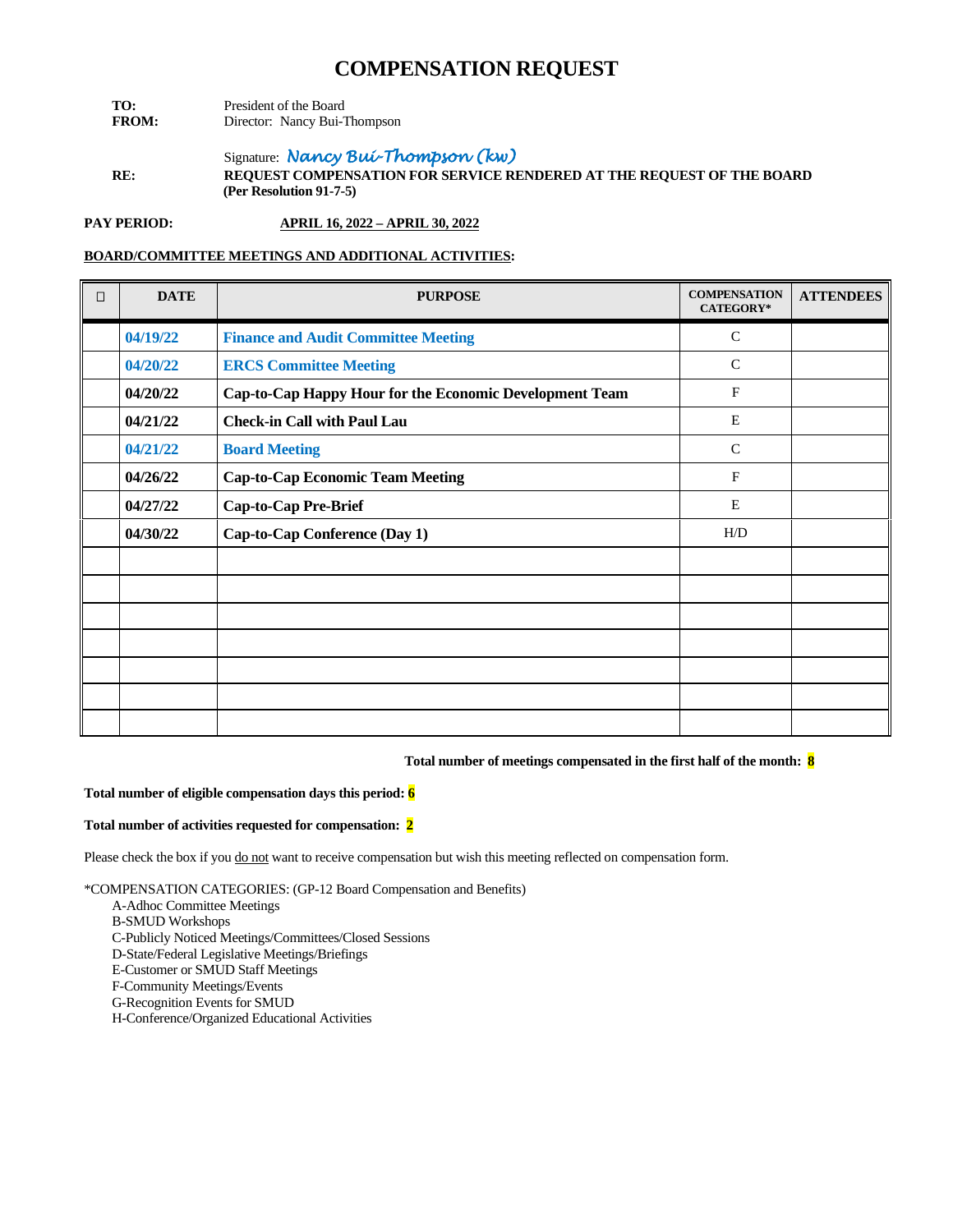# COMPENSATION REQUEST

**TO:** President of the Board
**FROM:** Director: Nancy Bui-Thompson

Signature: *Nancy Bui-Thompson (kw)*

**RE:** **REQUEST COMPENSATION FOR SERVICE RENDERED AT THE REQUEST OF THE BOARD (Per Resolution 91-7-5)**

**PAY PERIOD:** **APRIL 16, 2022 – APRIL 30, 2022**

**BOARD/COMMITTEE MEETINGS AND ADDITIONAL ACTIVITIES:**

| ☐ | DATE | PURPOSE | COMPENSATION CATEGORY* | ATTENDEES |
|---|---|---|---|---|
| | 04/19/22 | Finance and Audit Committee Meeting | C | |
| | 04/20/22 | ERCS Committee Meeting | C | |
| | 04/20/22 | Cap-to-Cap Happy Hour for the Economic Development Team | F | |
| | 04/21/22 | Check-in Call with Paul Lau | E | |
| | 04/21/22 | Board Meeting | C | |
| | 04/26/22 | Cap-to-Cap Economic Team Meeting | F | |
| | 04/27/22 | Cap-to-Cap Pre-Brief | E | |
| | 04/30/22 | Cap-to-Cap Conference (Day 1) | H/D | |
| | | | | |
| | | | | |
| | | | | |
| | | | | |
| | | | | |
| | | | | |
| | | | | |

**Total number of meetings compensated in the first half of the month: 8**

**Total number of eligible compensation days this period: 6**

**Total number of activities requested for compensation: 2**

Please check the box if you do not want to receive compensation but wish this meeting reflected on compensation form.

*COMPENSATION CATEGORIES: (GP-12 Board Compensation and Benefits)

- A-Adhoc Committee Meetings
- B-SMUD Workshops
- C-Publicly Noticed Meetings/Committees/Closed Sessions
- D-State/Federal Legislative Meetings/Briefings
- E-Customer or SMUD Staff Meetings
- F-Community Meetings/Events
- G-Recognition Events for SMUD
- H-Conference/Organized Educational Activities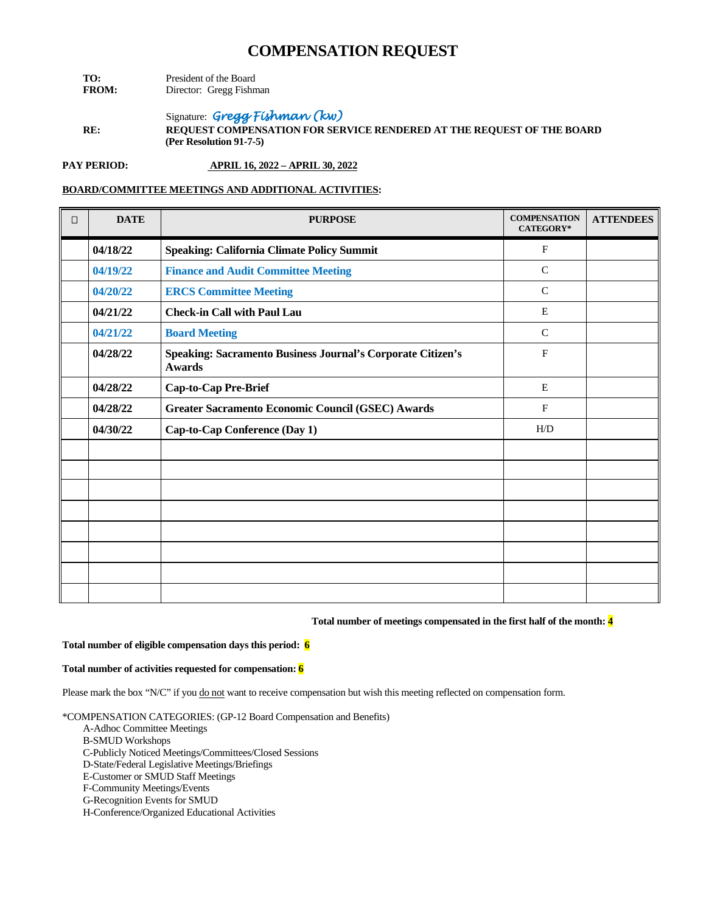# COMPENSATION REQUEST

**TO:** President of the Board
**FROM:** Director: Gregg Fishman

Signature: *Gregg Fishman (kw)*

**RE:** **REQUEST COMPENSATION FOR SERVICE RENDERED AT THE REQUEST OF THE BOARD (Per Resolution 91-7-5)**

**PAY PERIOD:** **APRIL 16, 2022 – APRIL 30, 2022**

**BOARD/COMMITTEE MEETINGS AND ADDITIONAL ACTIVITIES:**

| ☐ | DATE | PURPOSE | COMPENSATION CATEGORY* | ATTENDEES |
|---|---|---|---|---|
| | 04/18/22 | Speaking: California Climate Policy Summit | F | |
| | 04/19/22 | Finance and Audit Committee Meeting | C | |
| | 04/20/22 | ERCS Committee Meeting | C | |
| | 04/21/22 | Check-in Call with Paul Lau | E | |
| | 04/21/22 | Board Meeting | C | |
| | 04/28/22 | Speaking: Sacramento Business Journal's Corporate Citizen's Awards | F | |
| | 04/28/22 | Cap-to-Cap Pre-Brief | E | |
| | 04/28/22 | Greater Sacramento Economic Council (GSEC) Awards | F | |
| | 04/30/22 | Cap-to-Cap Conference (Day 1) | H/D | |
| | | | | |
| | | | | |
| | | | | |
| | | | | |
| | | | | |
| | | | | |
| | | | | |
| | | | | |

**Total number of meetings compensated in the first half of the month: 4**

**Total number of eligible compensation days this period: 6**

**Total number of activities requested for compensation: 6**

Please mark the box "N/C" if you do not want to receive compensation but wish this meeting reflected on compensation form.

*COMPENSATION CATEGORIES: (GP-12 Board Compensation and Benefits)
- A-Adhoc Committee Meetings
- B-SMUD Workshops
- C-Publicly Noticed Meetings/Committees/Closed Sessions
- D-State/Federal Legislative Meetings/Briefings
- E-Customer or SMUD Staff Meetings
- F-Community Meetings/Events
- G-Recognition Events for SMUD
- H-Conference/Organized Educational Activities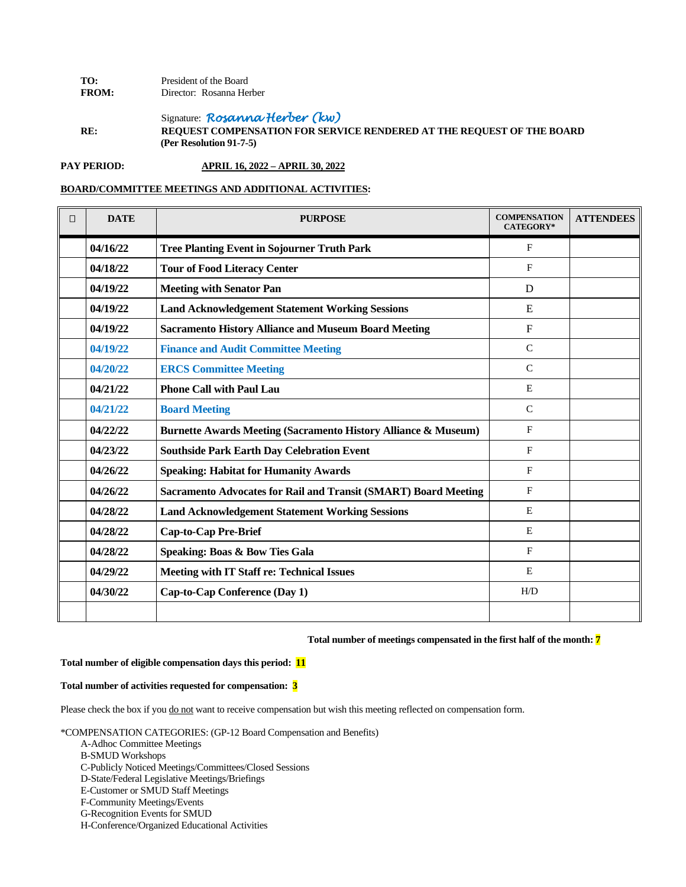**TO:** President of the Board
**FROM:** Director: Rosanna Herber

Signature: *Rosanna Herber (kw)*

**RE:** **REQUEST COMPENSATION FOR SERVICE RENDERED AT THE REQUEST OF THE BOARD (Per Resolution 91-7-5)**

**PAY PERIOD:** **APRIL 16, 2022 – APRIL 30, 2022**

**BOARD/COMMITTEE MEETINGS AND ADDITIONAL ACTIVITIES:**

| ☐ | DATE | PURPOSE | COMPENSATION CATEGORY* | ATTENDEES |
|---|---|---|---|---|
| | 04/16/22 | Tree Planting Event in Sojourner Truth Park | F | |
| | 04/18/22 | Tour of Food Literacy Center | F | |
| | 04/19/22 | Meeting with Senator Pan | D | |
| | 04/19/22 | Land Acknowledgement Statement Working Sessions | E | |
| | 04/19/22 | Sacramento History Alliance and Museum Board Meeting | F | |
| | 04/19/22 | Finance and Audit Committee Meeting | C | |
| | 04/20/22 | ERCS Committee Meeting | C | |
| | 04/21/22 | Phone Call with Paul Lau | E | |
| | 04/21/22 | Board Meeting | C | |
| | 04/22/22 | Burnette Awards Meeting (Sacramento History Alliance & Museum) | F | |
| | 04/23/22 | Southside Park Earth Day Celebration Event | F | |
| | 04/26/22 | Speaking: Habitat for Humanity Awards | F | |
| | 04/26/22 | Sacramento Advocates for Rail and Transit (SMART) Board Meeting | F | |
| | 04/28/22 | Land Acknowledgement Statement Working Sessions | E | |
| | 04/28/22 | Cap-to-Cap Pre-Brief | E | |
| | 04/28/22 | Speaking: Boas & Bow Ties Gala | F | |
| | 04/29/22 | Meeting with IT Staff re: Technical Issues | E | |
| | 04/30/22 | Cap-to-Cap Conference (Day 1) | H/D | |
| | | | | |

**Total number of meetings compensated in the first half of the month: 7**

**Total number of eligible compensation days this period: 11**

**Total number of activities requested for compensation: 3**

Please check the box if you do not want to receive compensation but wish this meeting reflected on compensation form.

*COMPENSATION CATEGORIES: (GP-12 Board Compensation and Benefits)
- A-Adhoc Committee Meetings
- B-SMUD Workshops
- C-Publicly Noticed Meetings/Committees/Closed Sessions
- D-State/Federal Legislative Meetings/Briefings
- E-Customer or SMUD Staff Meetings
- F-Community Meetings/Events
- G-Recognition Events for SMUD
- H-Conference/Organized Educational Activities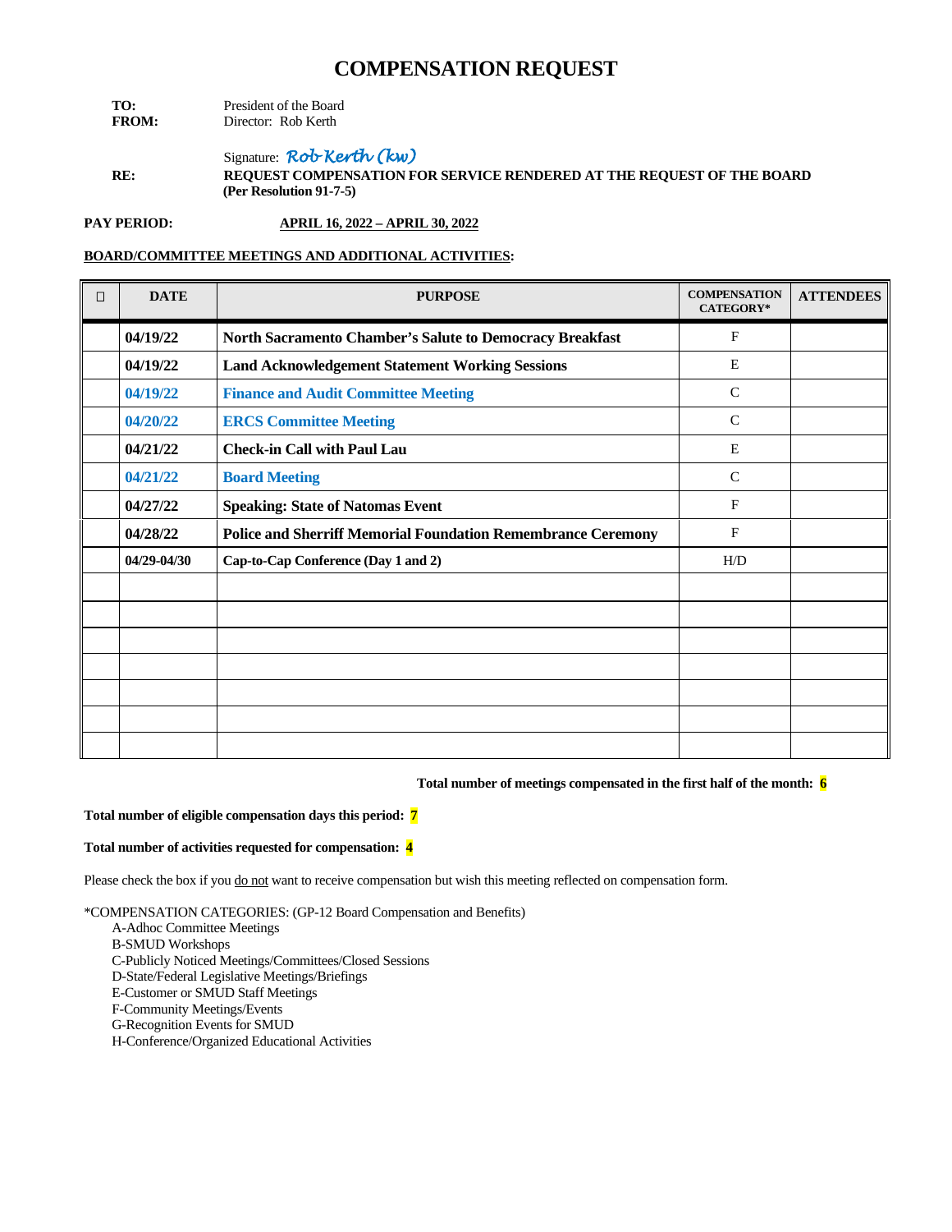# COMPENSATION REQUEST

**TO:** President of the Board
**FROM:** Director: Rob Kerth

Signature: *Rob Kerth (kw)*

**RE:** **REQUEST COMPENSATION FOR SERVICE RENDERED AT THE REQUEST OF THE BOARD (Per Resolution 91-7-5)**

**PAY PERIOD:** **APRIL 16, 2022 – APRIL 30, 2022**

**BOARD/COMMITTEE MEETINGS AND ADDITIONAL ACTIVITIES:**

| ☐ | DATE | PURPOSE | COMPENSATION CATEGORY* | ATTENDEES |
|---|---|---|---|---|
| | **04/19/22** | **North Sacramento Chamber's Salute to Democracy Breakfast** | F | |
| | **04/19/22** | **Land Acknowledgement Statement Working Sessions** | E | |
| | **04/19/22** | **Finance and Audit Committee Meeting** | C | |
| | **04/20/22** | **ERCS Committee Meeting** | C | |
| | **04/21/22** | **Check-in Call with Paul Lau** | E | |
| | **04/21/22** | **Board Meeting** | C | |
| | **04/27/22** | **Speaking: State of Natomas Event** | F | |
| | **04/28/22** | **Police and Sherriff Memorial Foundation Remembrance Ceremony** | F | |
| | **04/29-04/30** | **Cap-to-Cap Conference (Day 1 and 2)** | H/D | |
| | | | | |
| | | | | |
| | | | | |
| | | | | |
| | | | | |
| | | | | |
| | | | | |

**Total number of meetings compensated in the first half of the month: 6**

**Total number of eligible compensation days this period: 7**

**Total number of activities requested for compensation: 4**

Please check the box if you do not want to receive compensation but wish this meeting reflected on compensation form.

*COMPENSATION CATEGORIES: (GP-12 Board Compensation and Benefits)
- A-Adhoc Committee Meetings
- B-SMUD Workshops
- C-Publicly Noticed Meetings/Committees/Closed Sessions
- D-State/Federal Legislative Meetings/Briefings
- E-Customer or SMUD Staff Meetings
- F-Community Meetings/Events
- G-Recognition Events for SMUD
- H-Conference/Organized Educational Activities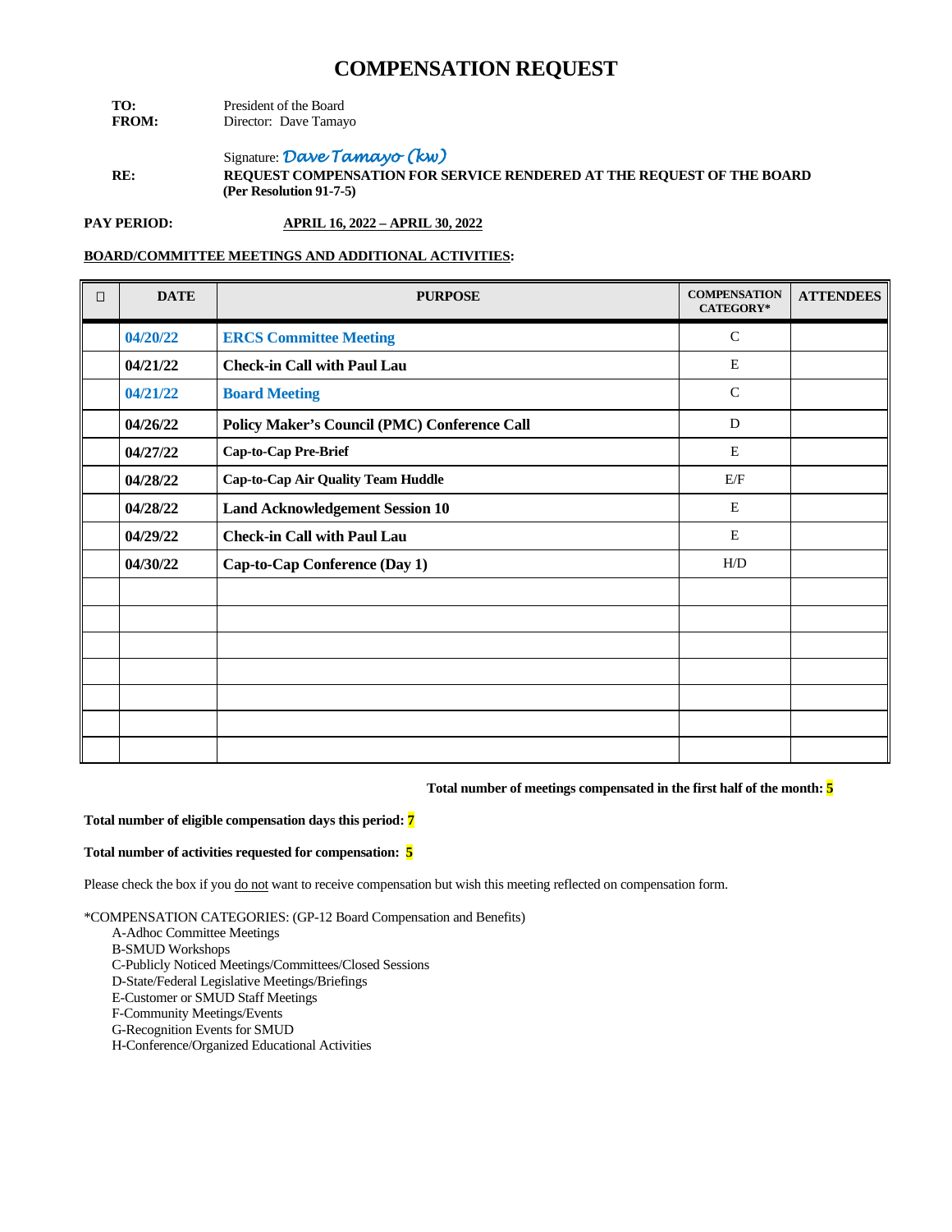# COMPENSATION REQUEST

**TO:** President of the Board
**FROM:** Director: Dave Tamayo

Signature: *Dave Tamayo (kw)*

**RE:** **REQUEST COMPENSATION FOR SERVICE RENDERED AT THE REQUEST OF THE BOARD (Per Resolution 91-7-5)**

**PAY PERIOD:** **APRIL 16, 2022 – APRIL 30, 2022**

**BOARD/COMMITTEE MEETINGS AND ADDITIONAL ACTIVITIES:**

| ☐ | DATE | PURPOSE | COMPENSATION CATEGORY* | ATTENDEES |
|---|---|---|---|---|
| | 04/20/22 | ERCS Committee Meeting | C | |
| | 04/21/22 | Check-in Call with Paul Lau | E | |
| | 04/21/22 | Board Meeting | C | |
| | 04/26/22 | Policy Maker's Council (PMC) Conference Call | D | |
| | 04/27/22 | Cap-to-Cap Pre-Brief | E | |
| | 04/28/22 | Cap-to-Cap Air Quality Team Huddle | E/F | |
| | 04/28/22 | Land Acknowledgement Session 10 | E | |
| | 04/29/22 | Check-in Call with Paul Lau | E | |
| | 04/30/22 | Cap-to-Cap Conference (Day 1) | H/D | |
| | | | | |
| | | | | |
| | | | | |
| | | | | |
| | | | | |
| | | | | |
| | | | | |

**Total number of meetings compensated in the first half of the month: 5**

**Total number of eligible compensation days this period: 7**

**Total number of activities requested for compensation: 5**

Please check the box if you do not want to receive compensation but wish this meeting reflected on compensation form.

*COMPENSATION CATEGORIES: (GP-12 Board Compensation and Benefits)
- A-Adhoc Committee Meetings
- B-SMUD Workshops
- C-Publicly Noticed Meetings/Committees/Closed Sessions
- D-State/Federal Legislative Meetings/Briefings
- E-Customer or SMUD Staff Meetings
- F-Community Meetings/Events
- G-Recognition Events for SMUD
- H-Conference/Organized Educational Activities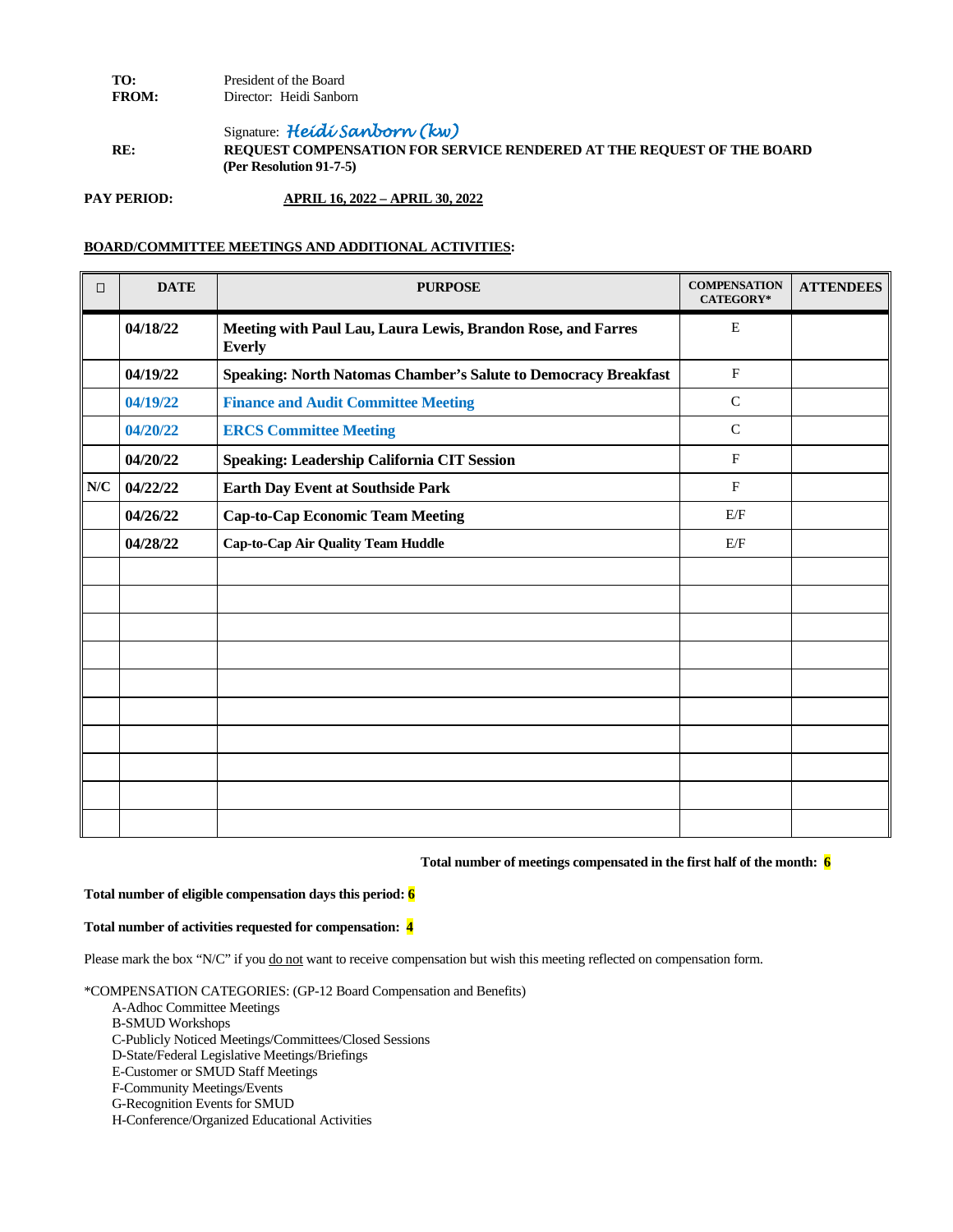**TO:** President of the Board
**FROM:** Director: Heidi Sanborn

Signature: *Heidi Sanborn (kw)*

**RE:** **REQUEST COMPENSATION FOR SERVICE RENDERED AT THE REQUEST OF THE BOARD (Per Resolution 91-7-5)**

**PAY PERIOD:** **APRIL 16, 2022 – APRIL 30, 2022**

**BOARD/COMMITTEE MEETINGS AND ADDITIONAL ACTIVITIES:**

| ☐ | DATE | PURPOSE | COMPENSATION CATEGORY* | ATTENDEES |
|---|---|---|---|---|
| | 04/18/22 | Meeting with Paul Lau, Laura Lewis, Brandon Rose, and Farres Everly | E | |
| | 04/19/22 | Speaking: North Natomas Chamber's Salute to Democracy Breakfast | F | |
| | 04/19/22 | Finance and Audit Committee Meeting | C | |
| | 04/20/22 | ERCS Committee Meeting | C | |
| | 04/20/22 | Speaking: Leadership California CIT Session | F | |
| N/C | 04/22/22 | Earth Day Event at Southside Park | F | |
| | 04/26/22 | Cap-to-Cap Economic Team Meeting | E/F | |
| | 04/28/22 | Cap-to-Cap Air Quality Team Huddle | E/F | |
| | | | | |
| | | | | |
| | | | | |
| | | | | |
| | | | | |
| | | | | |
| | | | | |
| | | | | |
| | | | | |
| | | | | |

**Total number of meetings compensated in the first half of the month: 6**

**Total number of eligible compensation days this period: 6**

**Total number of activities requested for compensation: 4**

Please mark the box "N/C" if you do not want to receive compensation but wish this meeting reflected on compensation form.

*COMPENSATION CATEGORIES: (GP-12 Board Compensation and Benefits)
- A-Adhoc Committee Meetings
- B-SMUD Workshops
- C-Publicly Noticed Meetings/Committees/Closed Sessions
- D-State/Federal Legislative Meetings/Briefings
- E-Customer or SMUD Staff Meetings
- F-Community Meetings/Events
- G-Recognition Events for SMUD
- H-Conference/Organized Educational Activities